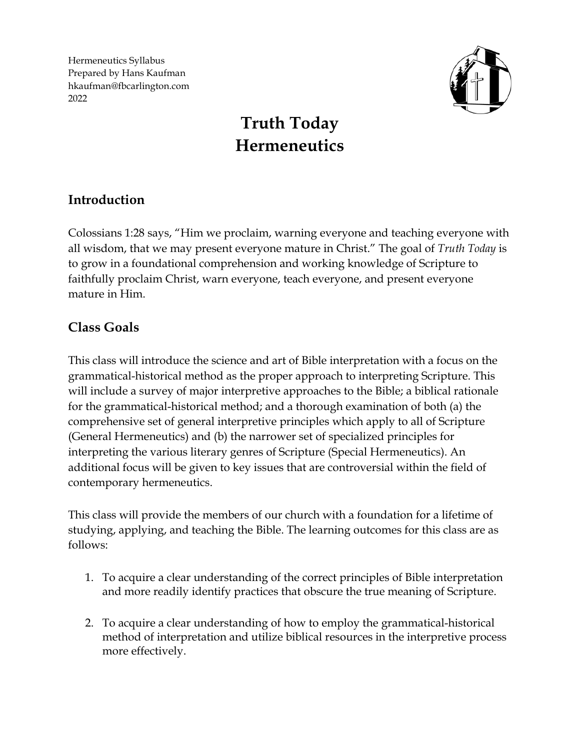Hermeneutics Syllabus
Prepared by Hans Kaufman
hkaufman@fbcarlington.com
2022

# Truth Today
# Hermeneutics

## Introduction

Colossians 1:28 says, "Him we proclaim, warning everyone and teaching everyone with all wisdom, that we may present everyone mature in Christ." The goal of *Truth Today* is to grow in a foundational comprehension and working knowledge of Scripture to faithfully proclaim Christ, warn everyone, teach everyone, and present everyone mature in Him.

## Class Goals

This class will introduce the science and art of Bible interpretation with a focus on the grammatical-historical method as the proper approach to interpreting Scripture. This will include a survey of major interpretive approaches to the Bible; a biblical rationale for the grammatical-historical method; and a thorough examination of both (a) the comprehensive set of general interpretive principles which apply to all of Scripture (General Hermeneutics) and (b) the narrower set of specialized principles for interpreting the various literary genres of Scripture (Special Hermeneutics). An additional focus will be given to key issues that are controversial within the field of contemporary hermeneutics.

This class will provide the members of our church with a foundation for a lifetime of studying, applying, and teaching the Bible. The learning outcomes for this class are as follows:

1. To acquire a clear understanding of the correct principles of Bible interpretation and more readily identify practices that obscure the true meaning of Scripture.

2. To acquire a clear understanding of how to employ the grammatical-historical method of interpretation and utilize biblical resources in the interpretive process more effectively.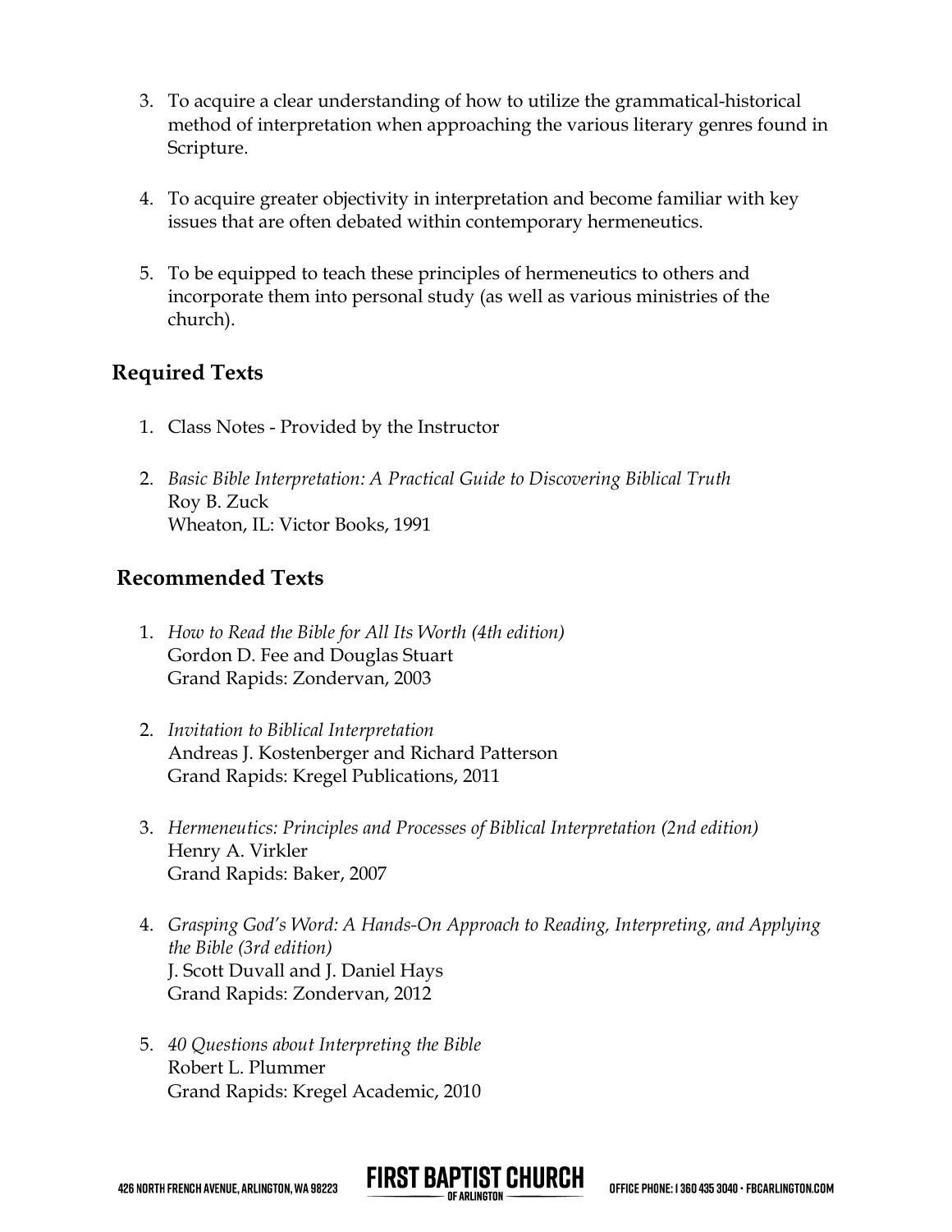3. To acquire a clear understanding of how to utilize the grammatical-historical method of interpretation when approaching the various literary genres found in Scripture.

4. To acquire greater objectivity in interpretation and become familiar with key issues that are often debated within contemporary hermeneutics.

5. To be equipped to teach these principles of hermeneutics to others and incorporate them into personal study (as well as various ministries of the church).

## Required Texts

1. Class Notes - Provided by the Instructor

2. *Basic Bible Interpretation: A Practical Guide to Discovering Biblical Truth*
   Roy B. Zuck
   Wheaton, IL: Victor Books, 1991

## Recommended Texts

1. *How to Read the Bible for All Its Worth (4th edition)*
   Gordon D. Fee and Douglas Stuart
   Grand Rapids: Zondervan, 2003

2. *Invitation to Biblical Interpretation*
   Andreas J. Kostenberger and Richard Patterson
   Grand Rapids: Kregel Publications, 2011

3. *Hermeneutics: Principles and Processes of Biblical Interpretation (2nd edition)*
   Henry A. Virkler
   Grand Rapids: Baker, 2007

4. *Grasping God's Word: A Hands-On Approach to Reading, Interpreting, and Applying the Bible (3rd edition)*
   J. Scott Duvall and J. Daniel Hays
   Grand Rapids: Zondervan, 2012

5. *40 Questions about Interpreting the Bible*
   Robert L. Plummer
   Grand Rapids: Kregel Academic, 2010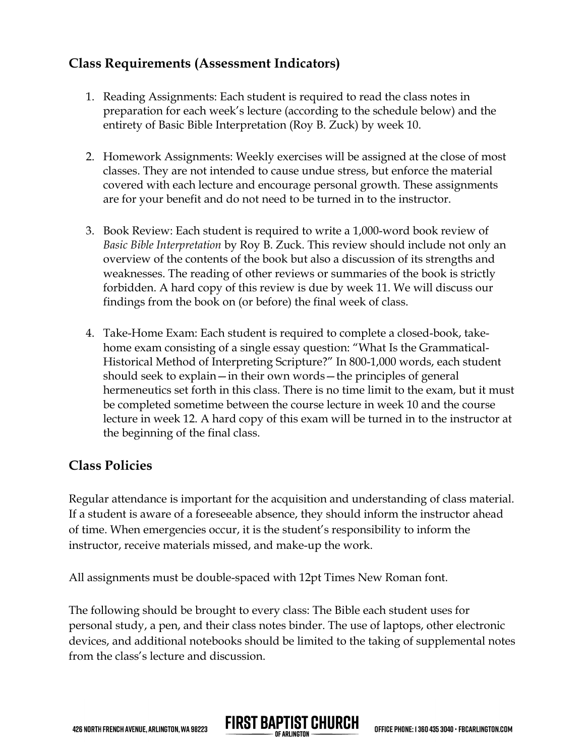## Class Requirements (Assessment Indicators)

1. Reading Assignments: Each student is required to read the class notes in preparation for each week's lecture (according to the schedule below) and the entirety of Basic Bible Interpretation (Roy B. Zuck) by week 10.

2. Homework Assignments: Weekly exercises will be assigned at the close of most classes. They are not intended to cause undue stress, but enforce the material covered with each lecture and encourage personal growth. These assignments are for your benefit and do not need to be turned in to the instructor.

3. Book Review: Each student is required to write a 1,000-word book review of *Basic Bible Interpretation* by Roy B. Zuck. This review should include not only an overview of the contents of the book but also a discussion of its strengths and weaknesses. The reading of other reviews or summaries of the book is strictly forbidden. A hard copy of this review is due by week 11. We will discuss our findings from the book on (or before) the final week of class.

4. Take-Home Exam: Each student is required to complete a closed-book, take-home exam consisting of a single essay question: "What Is the Grammatical-Historical Method of Interpreting Scripture?" In 800-1,000 words, each student should seek to explain—in their own words—the principles of general hermeneutics set forth in this class. There is no time limit to the exam, but it must be completed sometime between the course lecture in week 10 and the course lecture in week 12. A hard copy of this exam will be turned in to the instructor at the beginning of the final class.

## Class Policies

Regular attendance is important for the acquisition and understanding of class material. If a student is aware of a foreseeable absence, they should inform the instructor ahead of time. When emergencies occur, it is the student's responsibility to inform the instructor, receive materials missed, and make-up the work.

All assignments must be double-spaced with 12pt Times New Roman font.

The following should be brought to every class: The Bible each student uses for personal study, a pen, and their class notes binder. The use of laptops, other electronic devices, and additional notebooks should be limited to the taking of supplemental notes from the class's lecture and discussion.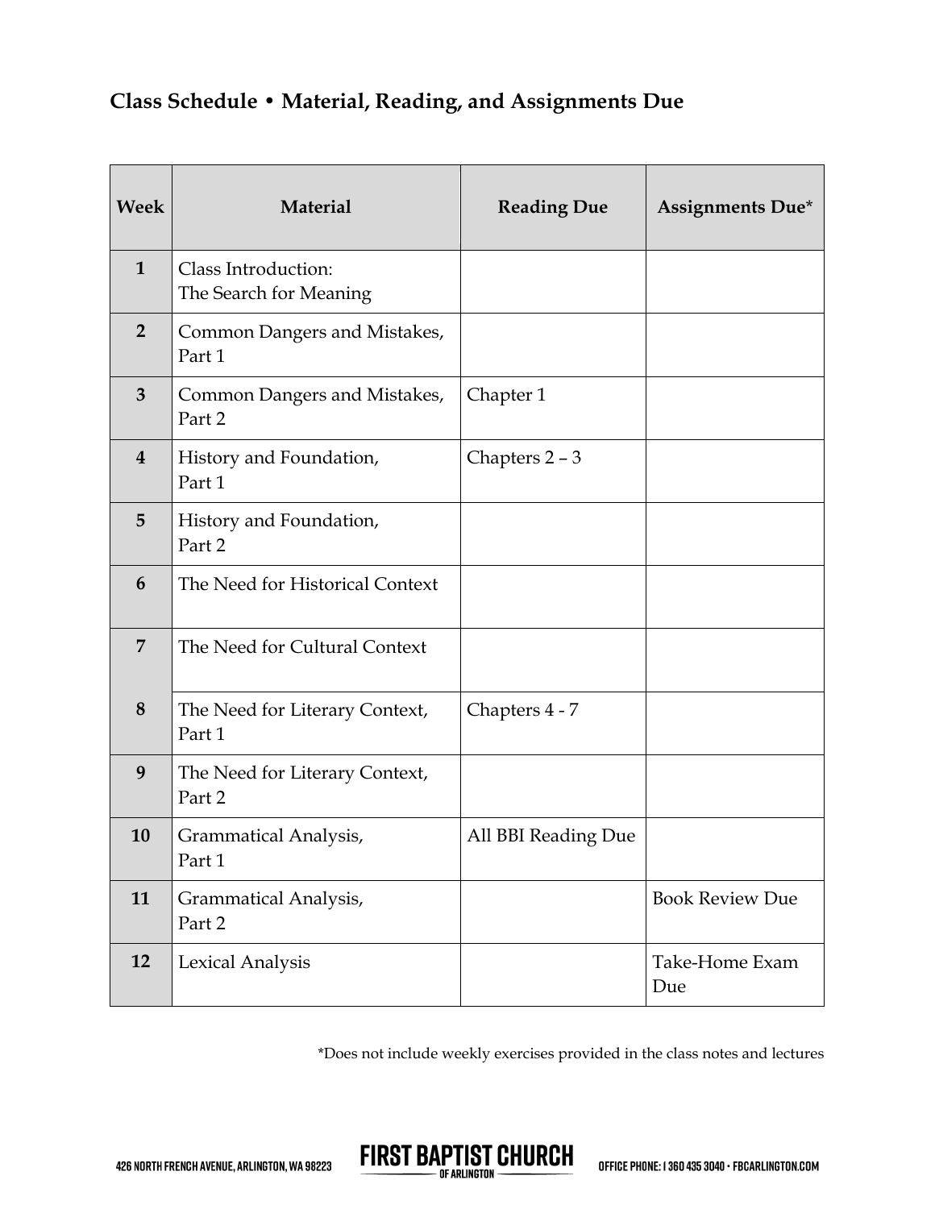## Class Schedule • Material, Reading, and Assignments Due

| Week | Material | Reading Due | Assignments Due* |
|---|---|---|---|
| **1** | Class Introduction: The Search for Meaning | | |
| **2** | Common Dangers and Mistakes, Part 1 | | |
| **3** | Common Dangers and Mistakes, Part 2 | Chapter 1 | |
| **4** | History and Foundation, Part 1 | Chapters 2 – 3 | |
| **5** | History and Foundation, Part 2 | | |
| **6** | The Need for Historical Context | | |
| **7** | The Need for Cultural Context | | |
| **8** | The Need for Literary Context, Part 1 | Chapters 4 - 7 | |
| **9** | The Need for Literary Context, Part 2 | | |
| **10** | Grammatical Analysis, Part 1 | All BBI Reading Due | |
| **11** | Grammatical Analysis, Part 2 | | Book Review Due |
| **12** | Lexical Analysis | | Take-Home Exam Due |

*Does not include weekly exercises provided in the class notes and lectures

426 NORTH FRENCH AVENUE, ARLINGTON, WA 98223 FIRST BAPTIST CHURCH OF ARLINGTON OFFICE PHONE: 1 360 435 3040 · FBCARLINGTON.COM